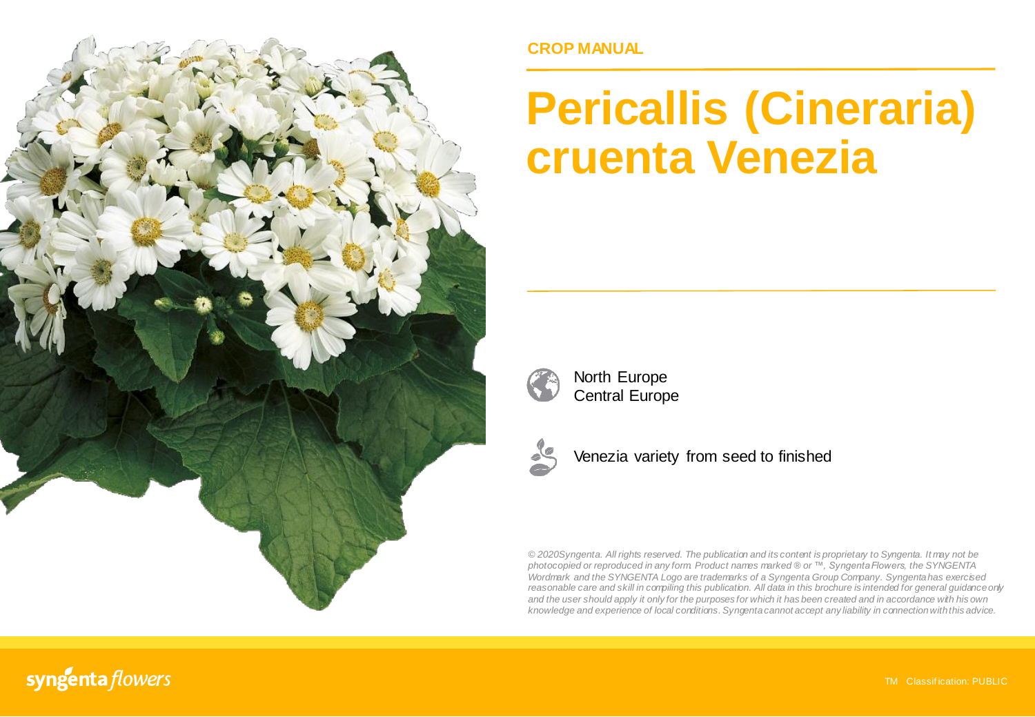CROP MANUAL

# Pericallis (Cineraria) cruenta Venezia

North Europe
Central Europe

Venezia variety from seed to finished

*© 2020Syngenta. All rights reserved. The publication and its content is proprietary to Syngenta. It may not be photocopied or reproduced in any form. Product names marked ® or ™, Syngenta Flowers, the SYNGENTA Wordmark and the SYNGENTA Logo are trademarks of a Syngenta Group Company. Syngenta has exercised reasonable care and skill in compiling this publication. All data in this brochure is intended for general guidance only and the user should apply it only for the purposes for which it has been created and in accordance with his own knowledge and experience of local conditions. Syngenta cannot accept any liability in connection with this advice.*

syngenta flowers

TM Classification: PUBLIC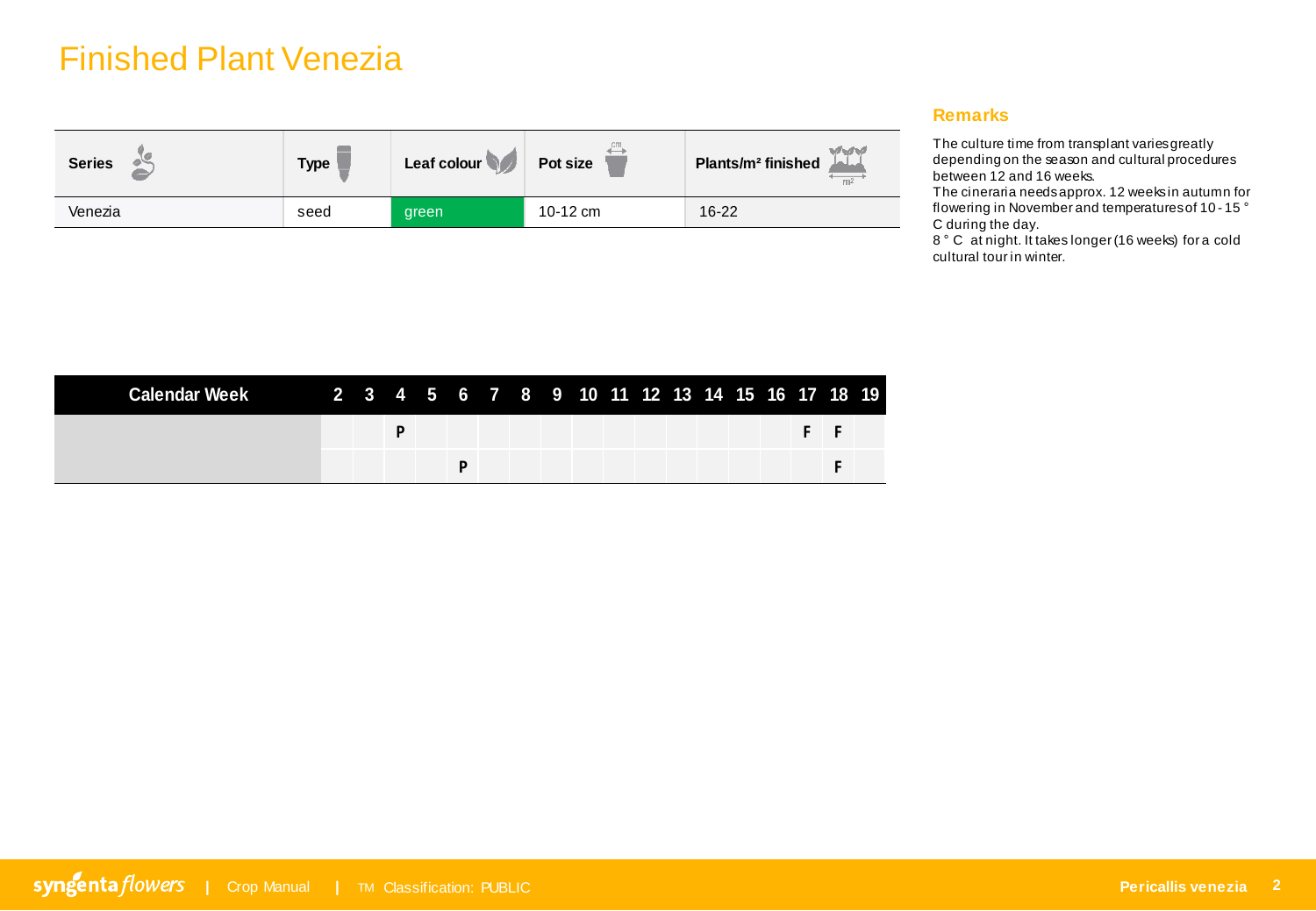# Finished Plant Venezia

| Series | Type | Leaf colour | Pot size | Plants/m² finished |
|---|---|---|---|---|
| Venezia | seed | green | 10-12 cm | 16-22 |

## Remarks

The culture time from transplant varies greatly depending on the season and cultural procedures between 12 and 16 weeks.
The cineraria needs approx. 12 weeks in autumn for flowering in November and temperatures of 10 - 15 ° C during the day.
8 ° C at night. It takes longer (16 weeks) for a cold cultural tour in winter.

| Calendar Week | 2 | 3 | 4 | 5 | 6 | 7 | 8 | 9 | 10 | 11 | 12 | 13 | 14 | 15 | 16 | 17 | 18 | 19 |
|---|---|---|---|---|---|---|---|---|---|---|---|---|---|---|---|---|---|---|
| | | | P | | | | | | | | | | | | | F | F | |
| | | | | | P | | | | | | | | | | | | F | |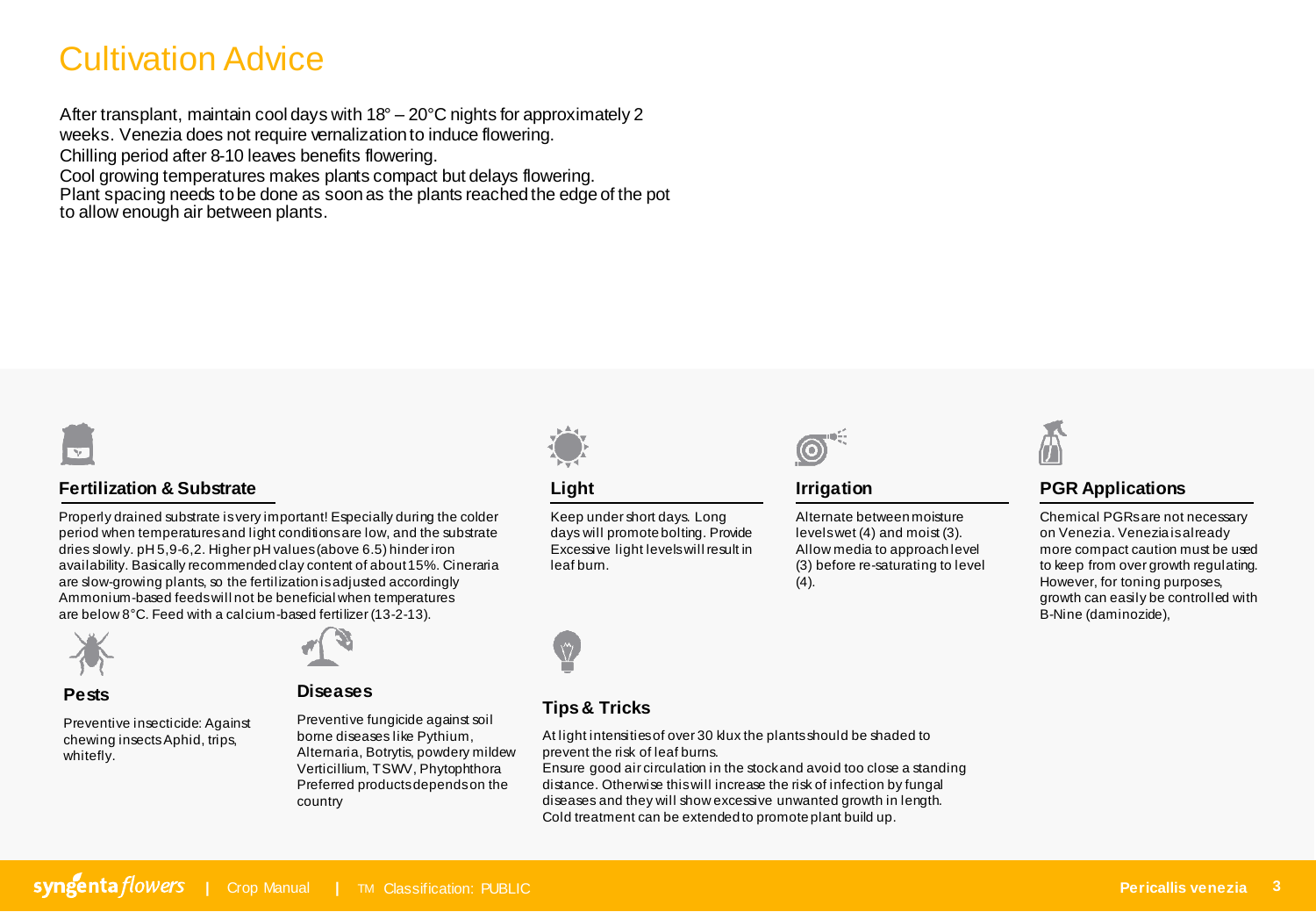# Cultivation Advice

After transplant, maintain cool days with 18° – 20°C nights for approximately 2 weeks. Venezia does not require vernalization to induce flowering.
Chilling period after 8-10 leaves benefits flowering.
Cool growing temperatures makes plants compact but delays flowering.
Plant spacing needs to be done as soon as the plants reached the edge of the pot to allow enough air between plants.

### Fertilization & Substrate

Properly drained substrate is very important! Especially during the colder period when temperatures and light conditions are low, and the substrate dries slowly. pH 5,9-6,2. Higher pH values (above 6.5) hinder iron availability. Basically recommended clay content of about 15%. Cineraria are slow-growing plants, so the fertilization is adjusted accordingly Ammonium-based feeds will not be beneficial when temperatures are below 8°C. Feed with a calcium-based fertilizer (13-2-13).

### Light

Keep under short days. Long days will promote bolting. Provide Excessive light levels will result in leaf burn.

### Irrigation

Alternate between moisture levels wet (4) and moist (3). Allow media to approach level (3) before re-saturating to level (4).

### PGR Applications

Chemical PGRs are not necessary on Venezia. Venezia is already more compact caution must be used to keep from over growth regulating. However, for toning purposes, growth can easily be controlled with B-Nine (daminozide),

### Pests

Preventive insecticide: Against chewing insects Aphid, trips, whitefly.

### Diseases

Preventive fungicide against soil borne diseases like Pythium, Alternaria, Botrytis, powdery mildew Verticillium, TSWV, Phytophthora Preferred products depends on the country

### Tips & Tricks

At light intensities of over 30 klux the plants should be shaded to prevent the risk of leaf burns.
Ensure good air circulation in the stock and avoid too close a standing distance. Otherwise this will increase the risk of infection by fungal diseases and they will show excessive unwanted growth in length.
Cold treatment can be extended to promote plant build up.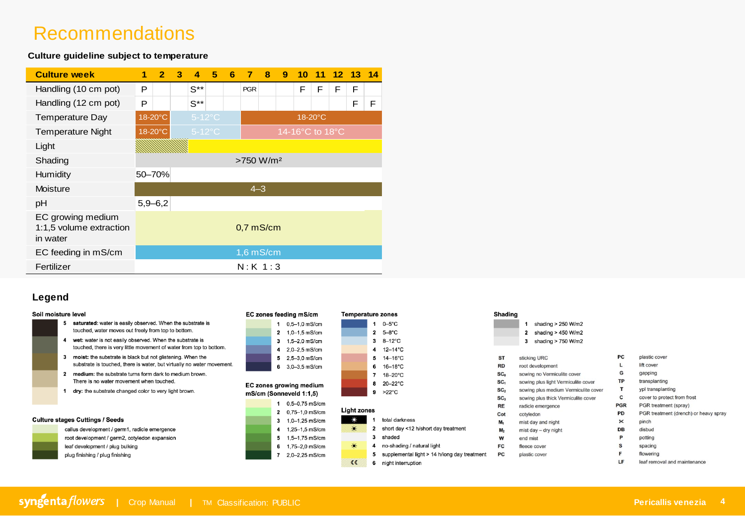# Recommendations

**Culture guideline subject to temperature**

| Culture week | 1 | 2 | 3 | 4 | 5 | 6 | 7 | 8 | 9 | 10 | 11 | 12 | 13 | 14 |
|---|---|---|---|---|---|---|---|---|---|---|---|---|---|---|
| Handling (10 cm pot) | P | | | S** | | | PGR | | | F | F | F | F | |
| Handling (12 cm pot) | P | | | S** | | | | | | | | | F | F |
| Temperature Day | 18-20°C | | 5-12°C | | | 18-20°C | | | | | | | | |
| Temperature Night | 18-20°C | | 5-12°C | | | 14-16°C to 18°C | | | | | | | | |
| Light | | | | | | | | | | | | | | |
| Shading | >750 W/m² | | | | | | | | | | | | | |
| Humidity | 50–70% | | | | | | | | | | | | | |
| Moisture | 4–3 | | | | | | | | | | | | | |
| pH | 5,9–6,2 | | | | | | | | | | | | | |
| EC growing medium 1:1,5 volume extraction in water | 0,7 mS/cm | | | | | | | | | | | | | |
| EC feeding in mS/cm | 1,6 mS/cm | | | | | | | | | | | | | |
| Fertilizer | N : K 1 : 3 | | | | | | | | | | | | | |

## Legend

**Soil moisture level**

- 5 **saturated:** water is easily observed. When the substrate is touched, water moves out freely from top to bottom.
- 4 **wet:** water is not easily observed. When the substrate is touched, there is water, but virtually no water movement.
- 3 **moist:** the substrate is black but not glistening. When the substrate is touched, there is very little movement of water from top to bottom.
- 2 **medium:** the substrate turns form dark to medium brown. There is no water movement when touched.
- 1 **dry:** the substrate changed color to very light brown.

**Culture stages Cuttings / Seeds**

- callus development / germ1, radicle emergence
- root development / germ2, cotyledon expansion
- leaf development / plug bulking
- plug finishing / plug finishing

**EC zones feeding mS/cm**

1. 0,5–1,0 mS/cm
2. 1,0–1,5 mS/cm
3. 1,5–2,0 mS/cm
4. 2,0–2,5 mS/cm
5. 2,5–3,0 mS/cm
6. 3,0–3,5 mS/cm

**EC zones growing medium mS/cm (Sonneveld 1:1,5)**

1. 0,5–0,75 mS/cm
2. 0,75–1,0 mS/cm
3. 1,0–1,25 mS/cm
4. 1,25–1,5 mS/cm
5. 1,5–1,75 mS/cm
6. 1,75–2,0 mS/cm
7. 2,0–2,25 mS/cm

**Temperature zones**

1. 0–5°C
2. 5–8°C
3. 8–12°C
4. 12–14°C
5. 14–16°C
6. 16–18°C
7. 18–20°C
8. 20–22°C
9. >22°C

**Light zones**

1. total darkness
2. short day <12 h/short day treatment
3. shaded
4. no-shading / natural light
5. supplemental light > 14 h/long day treatment
6. night interruption

**Shading**

1. shading > 250 W/m2
2. shading > 450 W/m2
3. shading > 750 W/m2

| | |
|---|---|
| ST | sticking URC |
| RD | root development |
| $SC_0$ | sowing no Vermiculite cover |
| $SC_1$ | sowing plus light Vermiculite cover |
| $SC_2$ | sowing plus medium Vermiculite cover |
| $SC_3$ | sowing plus thick Vermiculite cover |
| RE | radicle emergence |
| Cot | cotyledon |
| $M_1$ | mist day and night |
| $M_2$ | mist day – dry night |
| W | end mist |
| FC | fleece cover |
| PC | plastic cover |

| | |
|---|---|
| PC | plastic cover |
| L | lift cover |
| G | gapping |
| TP | transplanting |
| T | ypl transplanting |
| C | cover to protect from frost |
| PGR | PGR treatment (spray) |
| PD | PGR treatment (drench) or heavy spray |
| ✂ | pinch |
| DB | disbud |
| P | potting |
| S | spacing |
| F | flowering |
| LF | leaf removal and maintenance |